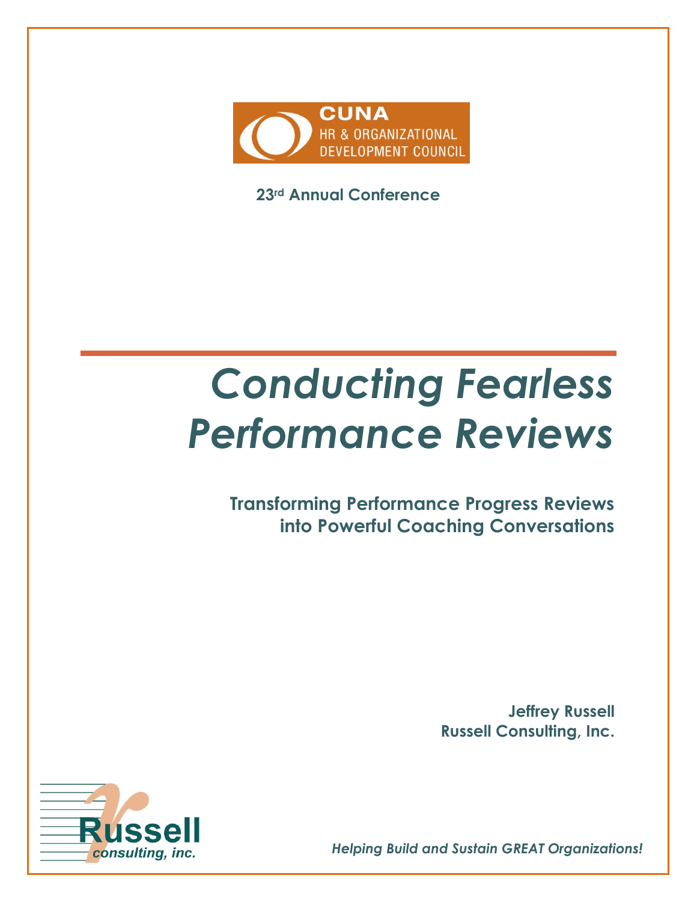CUNA
HR & ORGANIZATIONAL
DEVELOPMENT COUNCIL

**23rd Annual Conference**

# *Conducting Fearless Performance Reviews*

## Transforming Performance Progress Reviews into Powerful Coaching Conversations

**Jeffrey Russell**
**Russell Consulting, Inc.**

Russell
consulting, inc.

***Helping Build and Sustain GREAT Organizations!***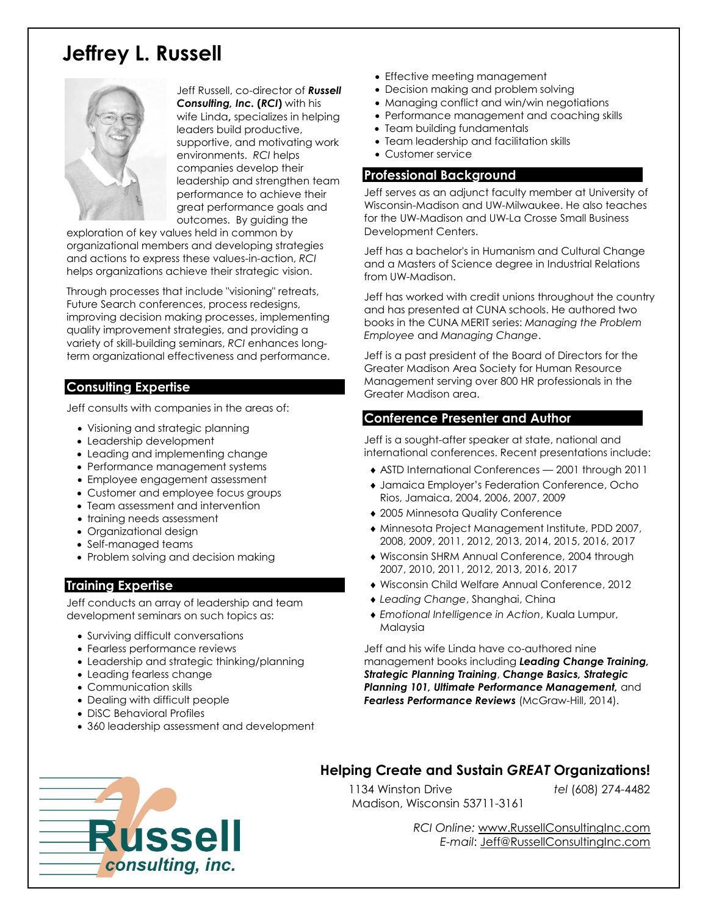# Jeffrey L. Russell

Jeff Russell, co-director of ***Russell Consulting, Inc.*** **(*RCI*)** with his wife Linda**,** specializes in helping leaders build productive, supportive, and motivating work environments. *RCI* helps companies develop their leadership and strengthen team performance to achieve their great performance goals and outcomes. By guiding the exploration of key values held in common by organizational members and developing strategies and actions to express these values-in-action, *RCI* helps organizations achieve their strategic vision.

Through processes that include "visioning" retreats, Future Search conferences, process redesigns, improving decision making processes, implementing quality improvement strategies, and providing a variety of skill-building seminars, *RCI* enhances long-term organizational effectiveness and performance.

## Consulting Expertise

Jeff consults with companies in the areas of:

- Visioning and strategic planning
- Leadership development
- Leading and implementing change
- Performance management systems
- Employee engagement assessment
- Customer and employee focus groups
- Team assessment and intervention
- training needs assessment
- Organizational design
- Self-managed teams
- Problem solving and decision making

## Training Expertise

Jeff conducts an array of leadership and team development seminars on such topics as:

- Surviving difficult conversations
- Fearless performance reviews
- Leadership and strategic thinking/planning
- Leading fearless change
- Communication skills
- Dealing with difficult people
- DiSC Behavioral Profiles
- 360 leadership assessment and development
- Effective meeting management
- Decision making and problem solving
- Managing conflict and win/win negotiations
- Performance management and coaching skills
- Team building fundamentals
- Team leadership and facilitation skills
- Customer service

## Professional Background

Jeff serves as an adjunct faculty member at University of Wisconsin-Madison and UW-Milwaukee. He also teaches for the UW-Madison and UW-La Crosse Small Business Development Centers.

Jeff has a bachelor's in Humanism and Cultural Change and a Masters of Science degree in Industrial Relations from UW-Madison.

Jeff has worked with credit unions throughout the country and has presented at CUNA schools. He authored two books in the CUNA MERIT series: *Managing the Problem Employee* and *Managing Change*.

Jeff is a past president of the Board of Directors for the Greater Madison Area Society for Human Resource Management serving over 800 HR professionals in the Greater Madison area.

## Conference Presenter and Author

Jeff is a sought-after speaker at state, national and international conferences. Recent presentations include:

- ASTD International Conferences — 2001 through 2011
- Jamaica Employer's Federation Conference, Ocho Rios, Jamaica, 2004, 2006, 2007, 2009
- 2005 Minnesota Quality Conference
- Minnesota Project Management Institute, PDD 2007, 2008, 2009, 2011, 2012, 2013, 2014, 2015, 2016, 2017
- Wisconsin SHRM Annual Conference, 2004 through 2007, 2010, 2011, 2012, 2013, 2016, 2017
- Wisconsin Child Welfare Annual Conference, 2012
- *Leading Change*, Shanghai, China
- *Emotional Intelligence in Action*, Kuala Lumpur, Malaysia

Jeff and his wife Linda have co-authored nine management books including ***Leading Change Training, Strategic Planning Training***, ***Change Basics, Strategic Planning 101, Ultimate Performance Management,*** and ***Fearless Performance Reviews*** (McGraw-Hill, 2014).

Russell consulting, inc.

## Helping Create and Sustain *GREAT* Organizations!

1134 Winston Drive
Madison, Wisconsin 53711-3161

*tel* (608) 274-4482

*RCI Online:* www.RussellConsultingInc.com
*E-mail*: Jeff@RussellConsultingInc.com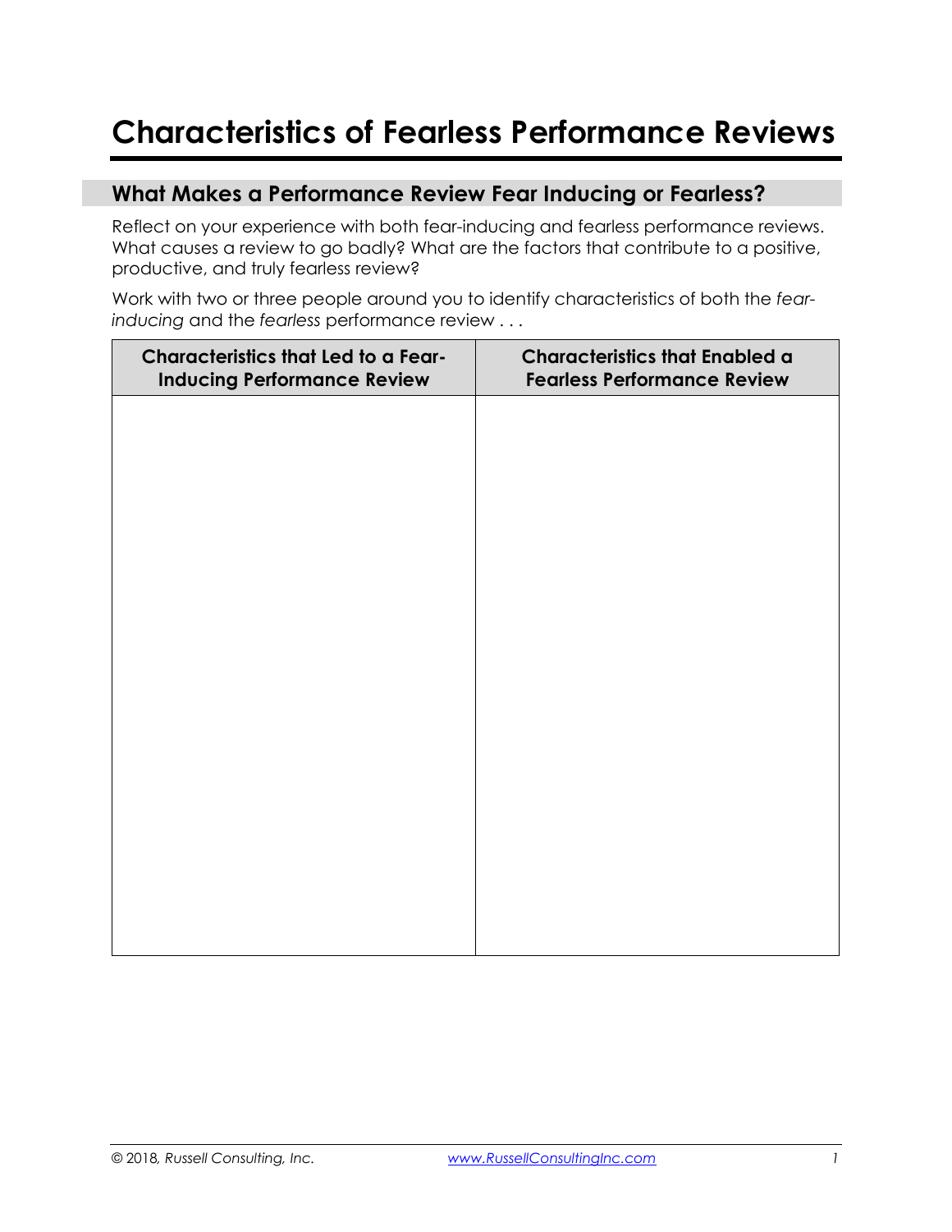# Characteristics of Fearless Performance Reviews

## What Makes a Performance Review Fear Inducing or Fearless?

Reflect on your experience with both fear-inducing and fearless performance reviews. What causes a review to go badly? What are the factors that contribute to a positive, productive, and truly fearless review?

Work with two or three people around you to identify characteristics of both the *fear-inducing* and the *fearless* performance review . . .

| Characteristics that Led to a Fear-Inducing Performance Review | Characteristics that Enabled a Fearless Performance Review |
| --- | --- |
| | |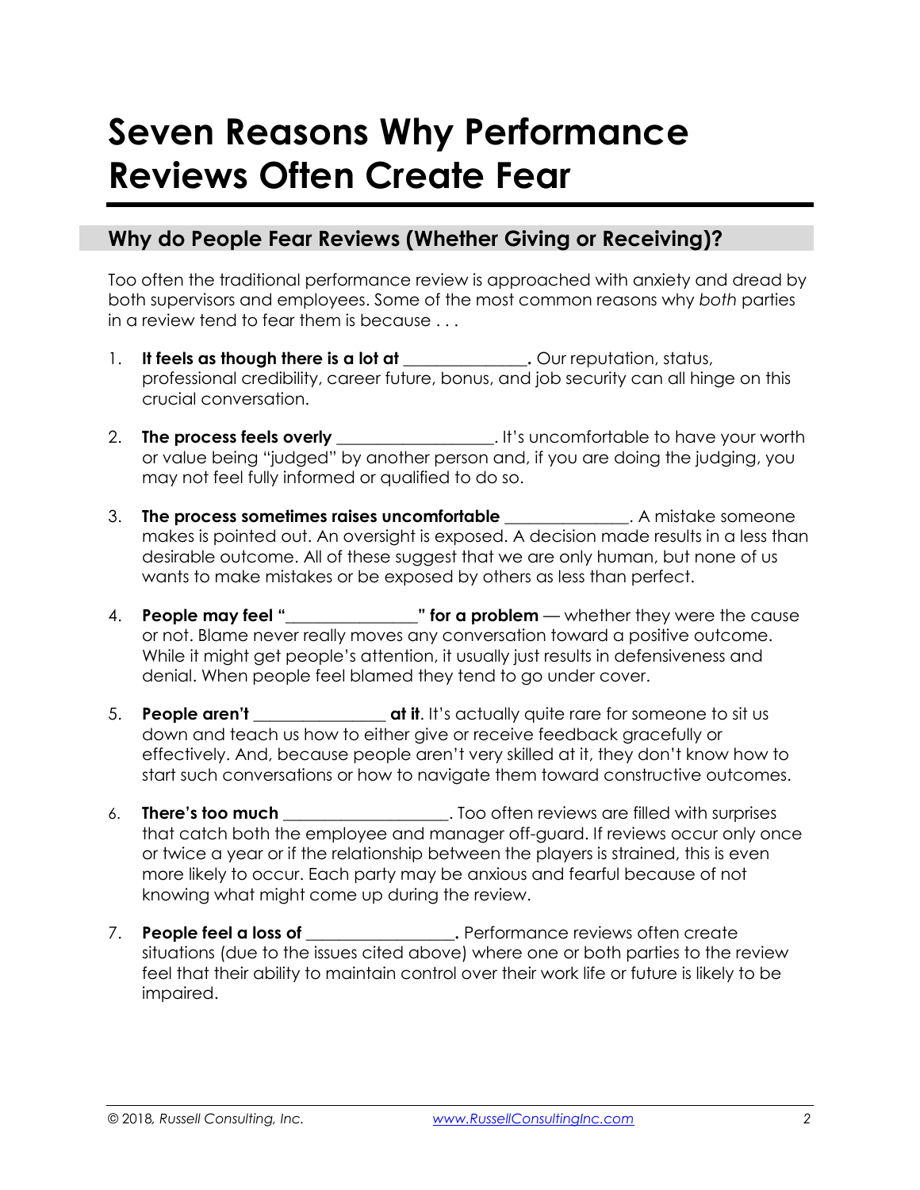# Seven Reasons Why Performance Reviews Often Create Fear

## Why do People Fear Reviews (Whether Giving or Receiving)?

Too often the traditional performance review is approached with anxiety and dread by both supervisors and employees. Some of the most common reasons why *both* parties in a review tend to fear them is because . . .

1. **It feels as though there is a lot at _______________.** Our reputation, status, professional credibility, career future, bonus, and job security can all hinge on this crucial conversation.

2. **The process feels overly** ___________________. It's uncomfortable to have your worth or value being "judged" by another person and, if you are doing the judging, you may not feel fully informed or qualified to do so.

3. **The process sometimes raises uncomfortable** _______________. A mistake someone makes is pointed out. An oversight is exposed. A decision made results in a less than desirable outcome. All of these suggest that we are only human, but none of us wants to make mistakes or be exposed by others as less than perfect.

4. **People may feel "________________" for a problem** — whether they were the cause or not. Blame never really moves any conversation toward a positive outcome. While it might get people's attention, it usually just results in defensiveness and denial. When people feel blamed they tend to go under cover.

5. **People aren't ________________ at it**. It's actually quite rare for someone to sit us down and teach us how to either give or receive feedback gracefully or effectively. And, because people aren't very skilled at it, they don't know how to start such conversations or how to navigate them toward constructive outcomes.

6. **There's too much** ____________________. Too often reviews are filled with surprises that catch both the employee and manager off-guard. If reviews occur only once or twice a year or if the relationship between the players is strained, this is even more likely to occur. Each party may be anxious and fearful because of not knowing what might come up during the review.

7. **People feel a loss of __________________.** Performance reviews often create situations (due to the issues cited above) where one or both parties to the review feel that their ability to maintain control over their work life or future is likely to be impaired.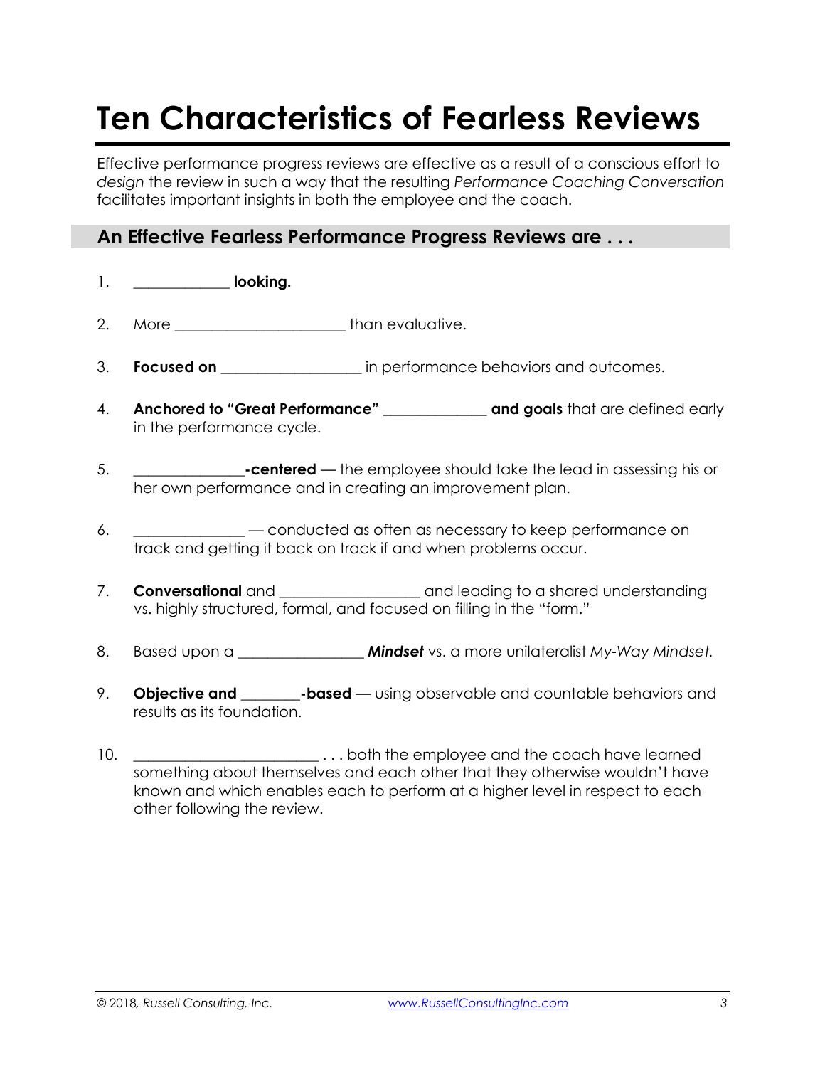# Ten Characteristics of Fearless Reviews

Effective performance progress reviews are effective as a result of a conscious effort to *design* the review in such a way that the resulting *Performance Coaching Conversation* facilitates important insights in both the employee and the coach.

## An Effective Fearless Performance Progress Reviews are . . .

1. _____________ **looking.**

2. More ______________________ than evaluative.

3. **Focused on** __________________ in performance behaviors and outcomes.

4. **Anchored to "Great Performance"** _____________ **and goals** that are defined early in the performance cycle.

5. ______________**-centered** — the employee should take the lead in assessing his or her own performance and in creating an improvement plan.

6. ______________ — conducted as often as necessary to keep performance on track and getting it back on track if and when problems occur.

7. **Conversational** and __________________ and leading to a shared understanding vs. highly structured, formal, and focused on filling in the "form."

8. Based upon a ________________ ***Mindset*** vs. a more unilateralist *My-Way Mindset.*

9. **Objective and** ________**-based** — using observable and countable behaviors and results as its foundation.

10. ________________________ . . . both the employee and the coach have learned something about themselves and each other that they otherwise wouldn't have known and which enables each to perform at a higher level in respect to each other following the review.

© 2018, *Russell Consulting, Inc.* www.RussellConsultingInc.com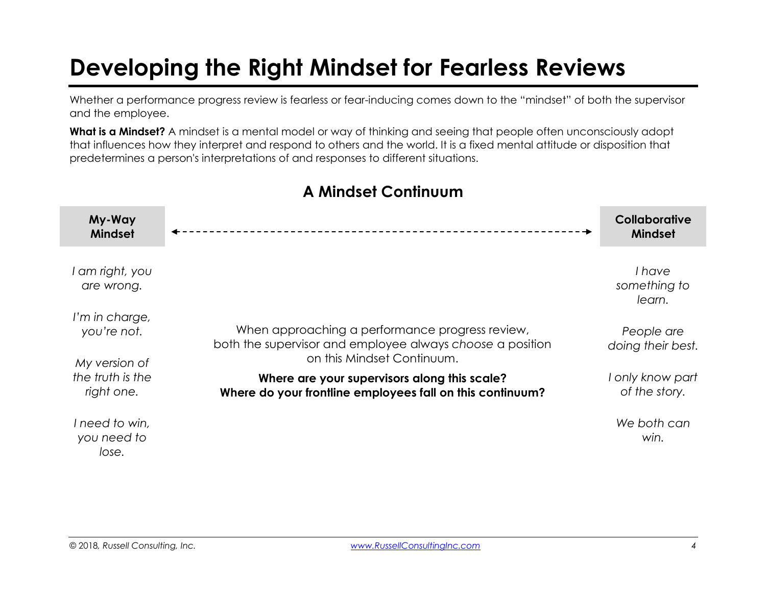# Developing the Right Mindset for Fearless Reviews

Whether a performance progress review is fearless or fear-inducing comes down to the "mindset" of both the supervisor and the employee.

**What is a Mindset?** A mindset is a mental model or way of thinking and seeing that people often unconsciously adopt that influences how they interpret and respond to others and the world. It is a fixed mental attitude or disposition that predetermines a person's interpretations of and responses to different situations.

## A Mindset Continuum

| My-Way Mindset | ←-------------------------------→ | Collaborative Mindset |
|---|---|---|
| *I am right, you are wrong.* | | *I have something to learn.* |
| *I'm in charge, you're not.* | When approaching a performance progress review, both the supervisor and employee always *choose* a position on this Mindset Continuum. | *People are doing their best.* |
| *My version of the truth is the right one.* | **Where are your supervisors along this scale?** **Where do your frontline employees fall on this continuum?** | *I only know part of the story.* |
| *I need to win, you need to lose.* | | *We both can win.* |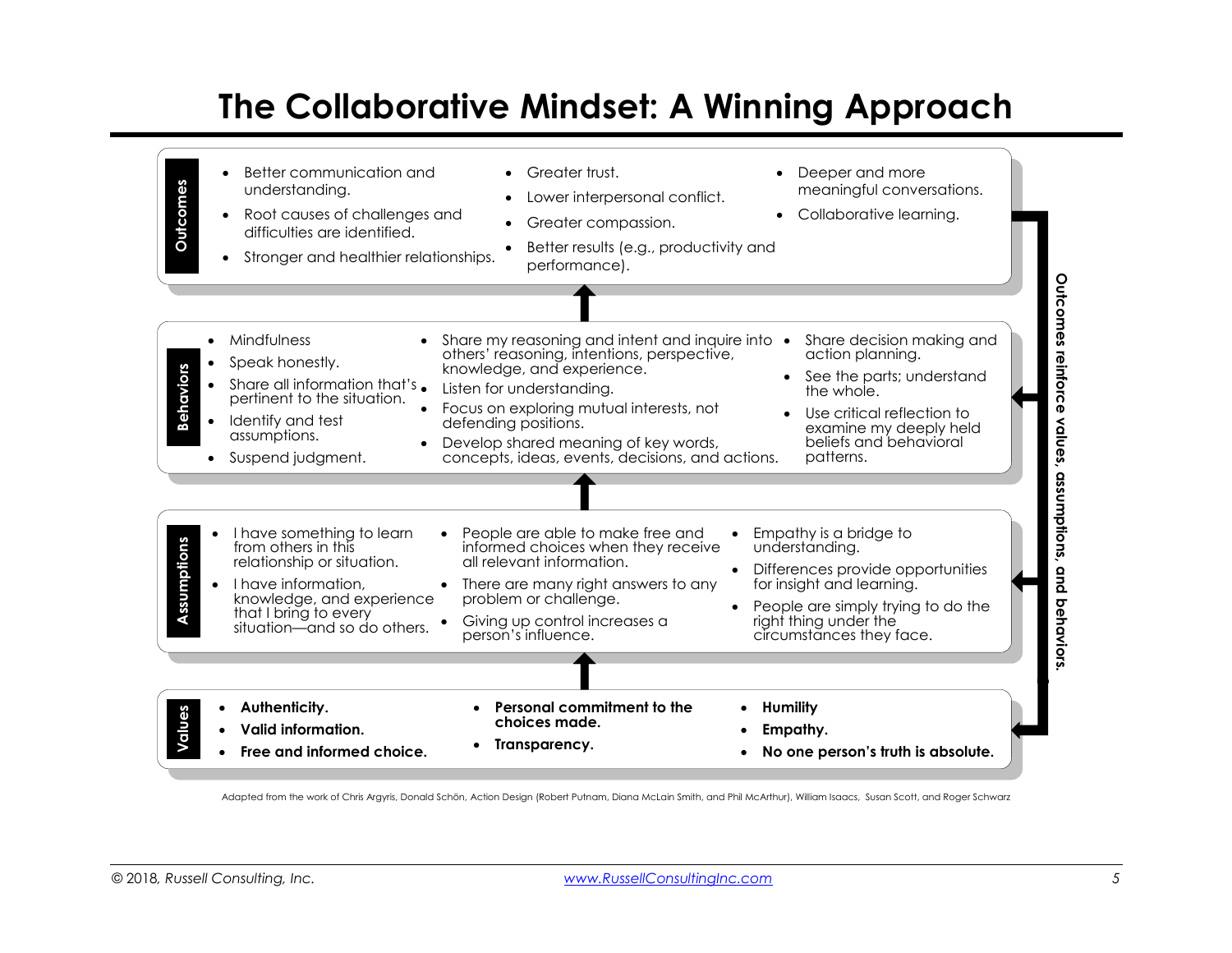# The Collaborative Mindset: A Winning Approach

## Outcomes

- Better communication and understanding.
- Root causes of challenges and difficulties are identified.
- Stronger and healthier relationships.
- Greater trust.
- Lower interpersonal conflict.
- Greater compassion.
- Better results (e.g., productivity and performance).
- Deeper and more meaningful conversations.
- Collaborative learning.

## Behaviors

- Mindfulness
- Speak honestly.
- Share all information that's pertinent to the situation.
- Identify and test assumptions.
- Suspend judgment.
- Share my reasoning and intent and inquire into others' reasoning, intentions, perspective, knowledge, and experience.
- Listen for understanding.
- Focus on exploring mutual interests, not defending positions.
- Develop shared meaning of key words, concepts, ideas, events, decisions, and actions.
- Share decision making and action planning.
- See the parts; understand the whole.
- Use critical reflection to examine my deeply held beliefs and behavioral patterns.

## Assumptions

- I have something to learn from others in this relationship or situation.
- I have information, knowledge, and experience that I bring to every situation—and so do others.
- People are able to make free and informed choices when they receive all relevant information.
- There are many right answers to any problem or challenge.
- Giving up control increases a person's influence.
- Empathy is a bridge to understanding.
- Differences provide opportunities for insight and learning.
- People are simply trying to do the right thing under the circumstances they face.

## Values

- **Authenticity.**
- **Valid information.**
- **Free and informed choice.**
- **Personal commitment to the choices made.**
- **Transparency.**
- **Humility**
- **Empathy.**
- **No one person's truth is absolute.**

Outcomes reinforce values, assumptions, and behaviors.

Adapted from the work of Chris Argyris, Donald Schön, Action Design (Robert Putnam, Diana McLain Smith, and Phil McArthur), William Isaacs, Susan Scott, and Roger Schwarz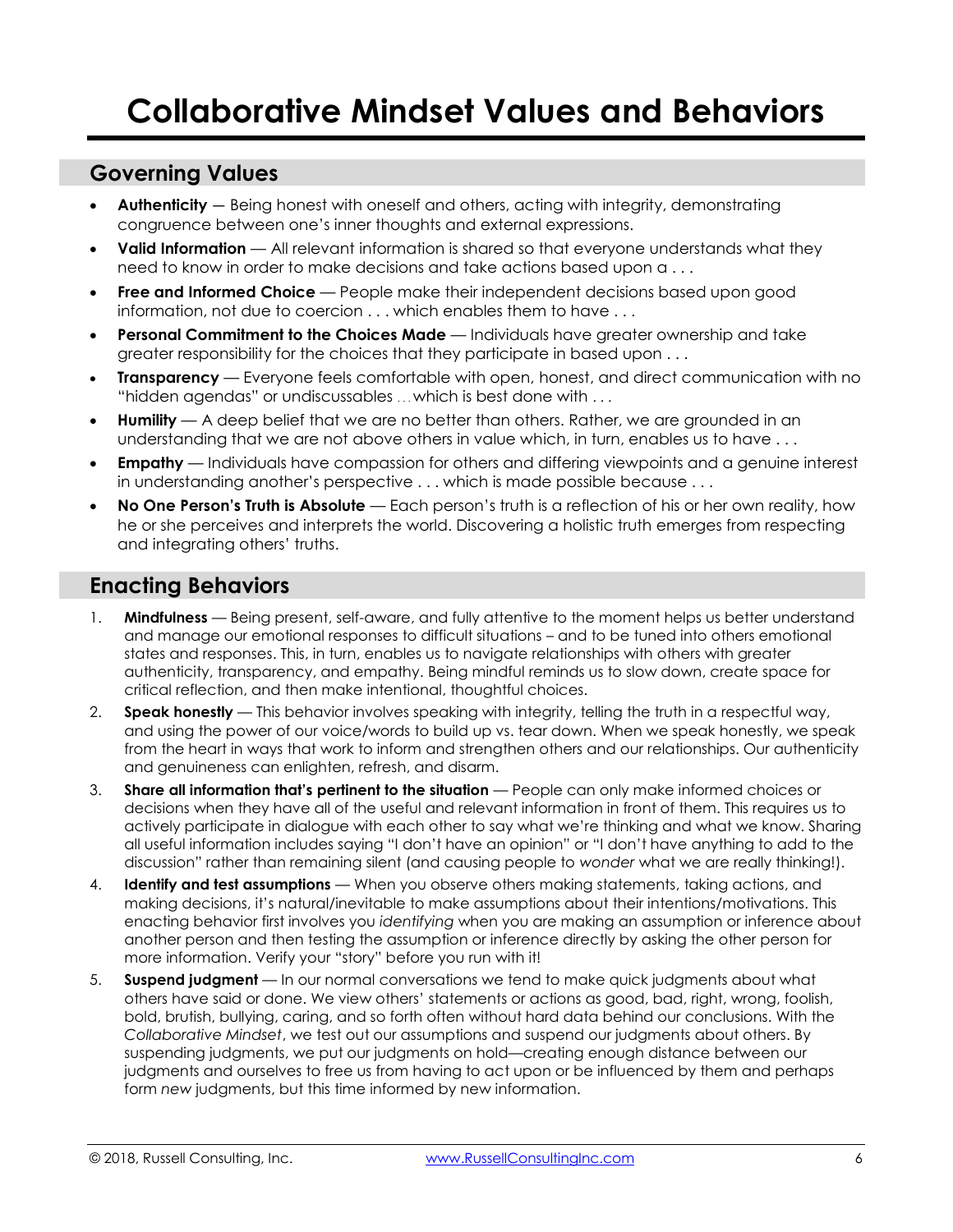# Collaborative Mindset Values and Behaviors

## Governing Values

- **Authenticity** — Being honest with oneself and others, acting with integrity, demonstrating congruence between one's inner thoughts and external expressions.
- **Valid Information** — All relevant information is shared so that everyone understands what they need to know in order to make decisions and take actions based upon a . . .
- **Free and Informed Choice** — People make their independent decisions based upon good information, not due to coercion . . . which enables them to have . . .
- **Personal Commitment to the Choices Made** — Individuals have greater ownership and take greater responsibility for the choices that they participate in based upon . . .
- **Transparency** — Everyone feels comfortable with open, honest, and direct communication with no "hidden agendas" or undiscussables …which is best done with . . .
- **Humility** — A deep belief that we are no better than others. Rather, we are grounded in an understanding that we are not above others in value which, in turn, enables us to have . . .
- **Empathy** — Individuals have compassion for others and differing viewpoints and a genuine interest in understanding another's perspective . . . which is made possible because . . .
- **No One Person's Truth is Absolute** — Each person's truth is a reflection of his or her own reality, how he or she perceives and interprets the world. Discovering a holistic truth emerges from respecting and integrating others' truths.

## Enacting Behaviors

1. **Mindfulness** — Being present, self-aware, and fully attentive to the moment helps us better understand and manage our emotional responses to difficult situations – and to be tuned into others emotional states and responses. This, in turn, enables us to navigate relationships with others with greater authenticity, transparency, and empathy. Being mindful reminds us to slow down, create space for critical reflection, and then make intentional, thoughtful choices.
2. **Speak honestly** — This behavior involves speaking with integrity, telling the truth in a respectful way, and using the power of our voice/words to build up vs. tear down. When we speak honestly, we speak from the heart in ways that work to inform and strengthen others and our relationships. Our authenticity and genuineness can enlighten, refresh, and disarm.
3. **Share all information that's pertinent to the situation** — People can only make informed choices or decisions when they have all of the useful and relevant information in front of them. This requires us to actively participate in dialogue with each other to say what we're thinking and what we know. Sharing all useful information includes saying "I don't have an opinion" or "I don't have anything to add to the discussion" rather than remaining silent (and causing people to *wonder* what we are really thinking!).
4. **Identify and test assumptions** — When you observe others making statements, taking actions, and making decisions, it's natural/inevitable to make assumptions about their intentions/motivations. This enacting behavior first involves you *identifying* when you are making an assumption or inference about another person and then testing the assumption or inference directly by asking the other person for more information. Verify your "story" before you run with it!
5. **Suspend judgment** — In our normal conversations we tend to make quick judgments about what others have said or done. We view others' statements or actions as good, bad, right, wrong, foolish, bold, brutish, bullying, caring, and so forth often without hard data behind our conclusions. With the *Collaborative Mindset*, we test out our assumptions and suspend our judgments about others. By suspending judgments, we put our judgments on hold—creating enough distance between our judgments and ourselves to free us from having to act upon or be influenced by them and perhaps form *new* judgments, but this time informed by new information.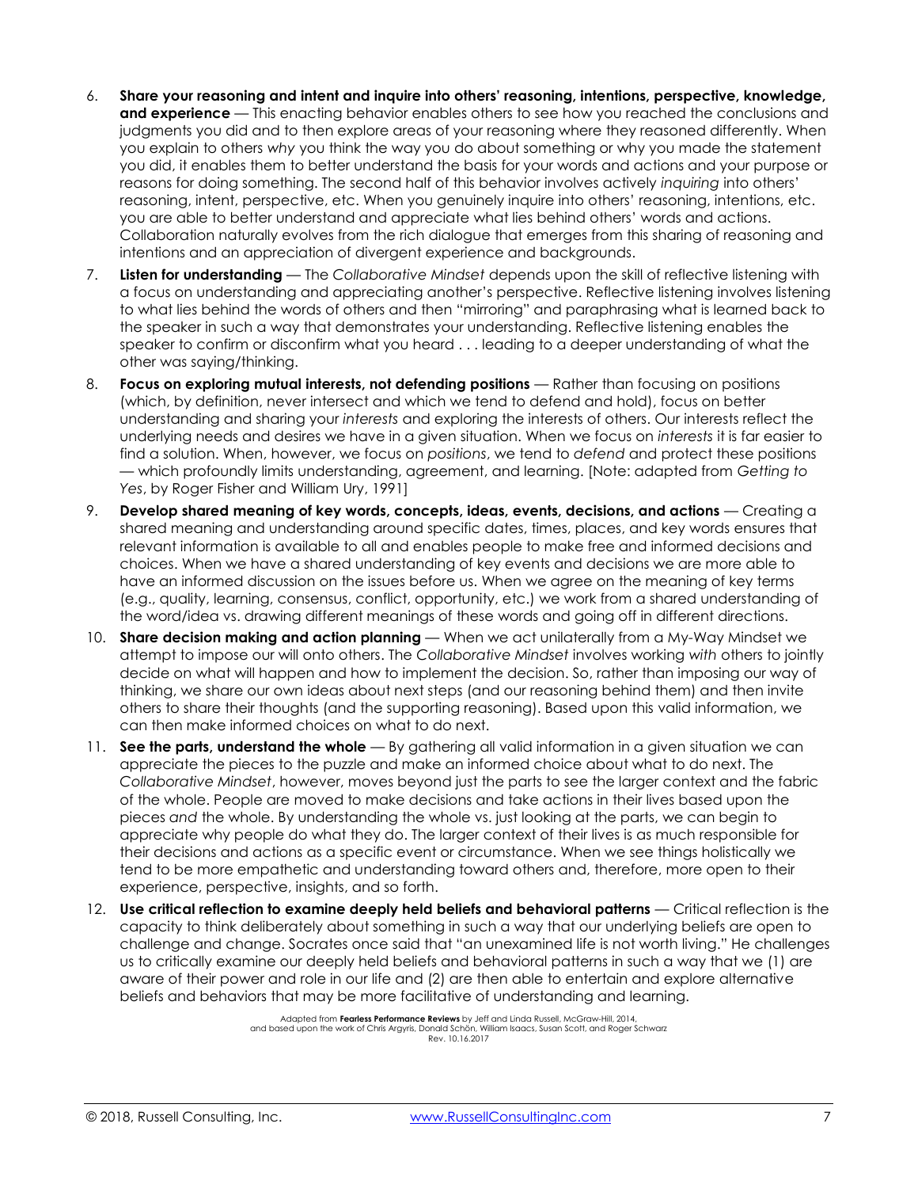6. **Share your reasoning and intent and inquire into others' reasoning, intentions, perspective, knowledge, and experience** — This enacting behavior enables others to see how you reached the conclusions and judgments you did and to then explore areas of your reasoning where they reasoned differently. When you explain to others *why* you think the way you do about something or why you made the statement you did, it enables them to better understand the basis for your words and actions and your purpose or reasons for doing something. The second half of this behavior involves actively *inquiring* into others' reasoning, intent, perspective, etc. When you genuinely inquire into others' reasoning, intentions, etc. you are able to better understand and appreciate what lies behind others' words and actions. Collaboration naturally evolves from the rich dialogue that emerges from this sharing of reasoning and intentions and an appreciation of divergent experience and backgrounds.
7. **Listen for understanding** — The *Collaborative Mindset* depends upon the skill of reflective listening with a focus on understanding and appreciating another's perspective. Reflective listening involves listening to what lies behind the words of others and then "mirroring" and paraphrasing what is learned back to the speaker in such a way that demonstrates your understanding. Reflective listening enables the speaker to confirm or disconfirm what you heard . . . leading to a deeper understanding of what the other was saying/thinking.
8. **Focus on exploring mutual interests, not defending positions** — Rather than focusing on positions (which, by definition, never intersect and which we tend to defend and hold), focus on better understanding and sharing your *interests* and exploring the interests of others. Our interests reflect the underlying needs and desires we have in a given situation. When we focus on *interests* it is far easier to find a solution. When, however, we focus on *positions*, we tend to *defend* and protect these positions — which profoundly limits understanding, agreement, and learning. [Note: adapted from *Getting to Yes*, by Roger Fisher and William Ury, 1991]
9. **Develop shared meaning of key words, concepts, ideas, events, decisions, and actions** — Creating a shared meaning and understanding around specific dates, times, places, and key words ensures that relevant information is available to all and enables people to make free and informed decisions and choices. When we have a shared understanding of key events and decisions we are more able to have an informed discussion on the issues before us. When we agree on the meaning of key terms (e.g., quality, learning, consensus, conflict, opportunity, etc.) we work from a shared understanding of the word/idea vs. drawing different meanings of these words and going off in different directions.
10. **Share decision making and action planning** — When we act unilaterally from a My-Way Mindset we attempt to impose our will onto others. The *Collaborative Mindset* involves working *with* others to jointly decide on what will happen and how to implement the decision. So, rather than imposing our way of thinking, we share our own ideas about next steps (and our reasoning behind them) and then invite others to share their thoughts (and the supporting reasoning). Based upon this valid information, we can then make informed choices on what to do next.
11. **See the parts, understand the whole** — By gathering all valid information in a given situation we can appreciate the pieces to the puzzle and make an informed choice about what to do next. The *Collaborative Mindset*, however, moves beyond just the parts to see the larger context and the fabric of the whole. People are moved to make decisions and take actions in their lives based upon the pieces *and* the whole. By understanding the whole vs. just looking at the parts, we can begin to appreciate why people do what they do. The larger context of their lives is as much responsible for their decisions and actions as a specific event or circumstance. When we see things holistically we tend to be more empathetic and understanding toward others and, therefore, more open to their experience, perspective, insights, and so forth.
12. **Use critical reflection to examine deeply held beliefs and behavioral patterns** — Critical reflection is the capacity to think deliberately about something in such a way that our underlying beliefs are open to challenge and change. Socrates once said that "an unexamined life is not worth living." He challenges us to critically examine our deeply held beliefs and behavioral patterns in such a way that we (1) are aware of their power and role in our life and (2) are then able to entertain and explore alternative beliefs and behaviors that may be more facilitative of understanding and learning.

Adapted from **Fearless Performance Reviews** by Jeff and Linda Russell, McGraw-Hill, 2014,
and based upon the work of Chris Argyris, Donald Schön, William Isaacs, Susan Scott, and Roger Schwarz
Rev. 10.16.2017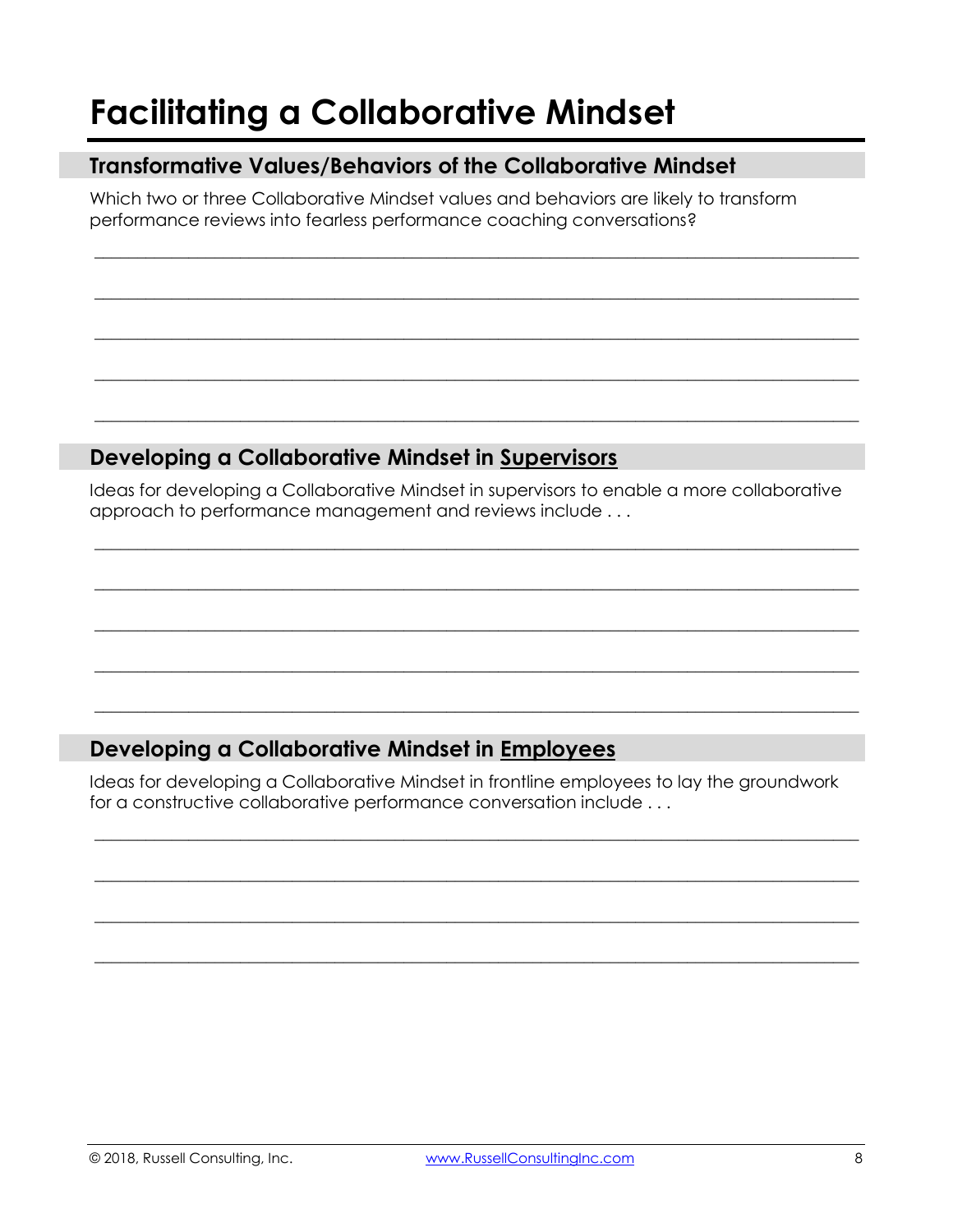# Facilitating a Collaborative Mindset

## Transformative Values/Behaviors of the Collaborative Mindset

Which two or three Collaborative Mindset values and behaviors are likely to transform performance reviews into fearless performance coaching conversations?

______________________________________________________________________________

______________________________________________________________________________

______________________________________________________________________________

______________________________________________________________________________

______________________________________________________________________________

## Developing a Collaborative Mindset in Supervisors

Ideas for developing a Collaborative Mindset in supervisors to enable a more collaborative approach to performance management and reviews include . . .

______________________________________________________________________________

______________________________________________________________________________

______________________________________________________________________________

______________________________________________________________________________

______________________________________________________________________________

## Developing a Collaborative Mindset in Employees

Ideas for developing a Collaborative Mindset in frontline employees to lay the groundwork for a constructive collaborative performance conversation include . . .

______________________________________________________________________________

______________________________________________________________________________

______________________________________________________________________________

______________________________________________________________________________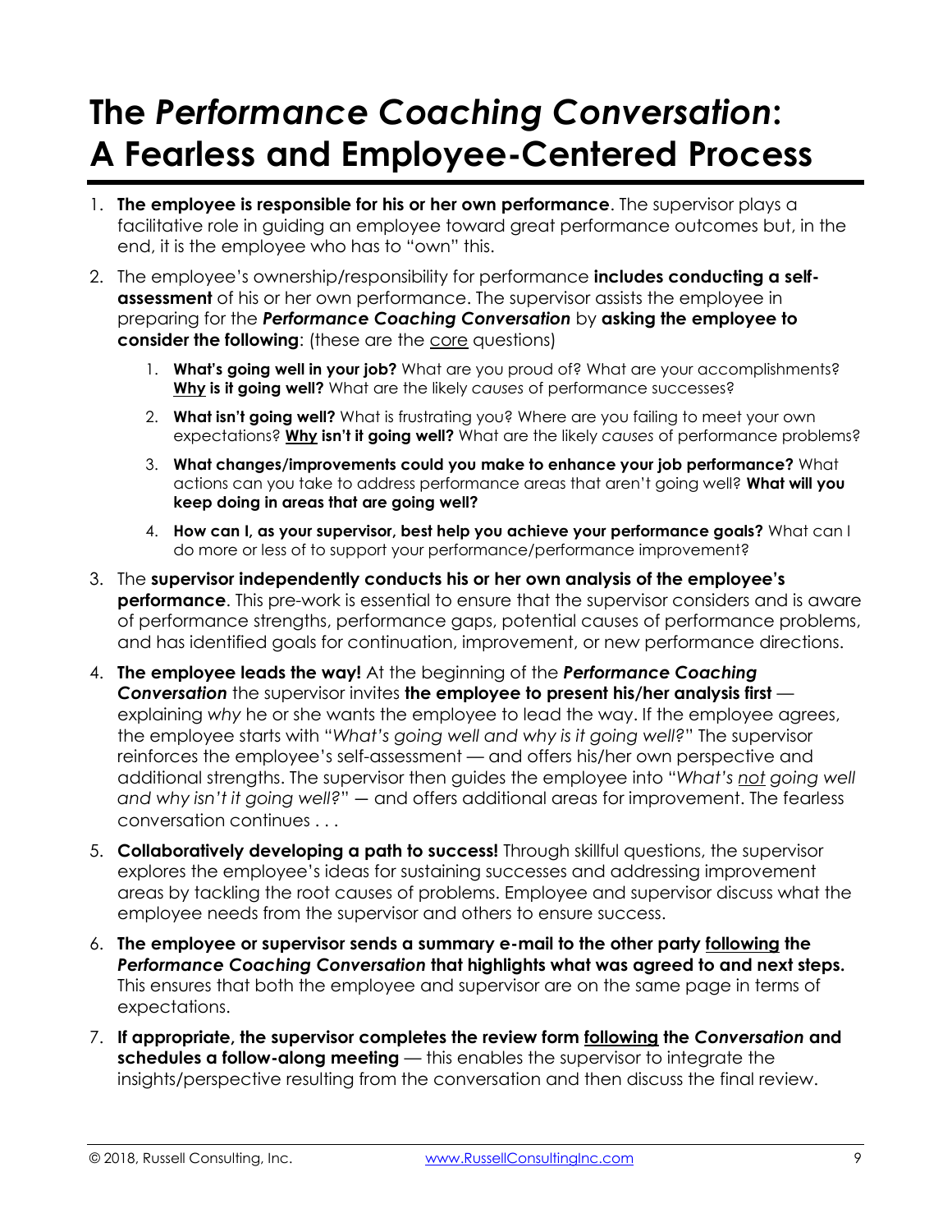# The *Performance Coaching Conversation*: A Fearless and Employee-Centered Process

1. **The employee is responsible for his or her own performance**. The supervisor plays a facilitative role in guiding an employee toward great performance outcomes but, in the end, it is the employee who has to "own" this.

2. The employee's ownership/responsibility for performance **includes conducting a self-assessment** of his or her own performance. The supervisor assists the employee in preparing for the ***Performance Coaching Conversation*** by **asking the employee to consider the following**: (these are the <u>core</u> questions)

    1. **What's going well in your job?** What are you proud of? What are your accomplishments? **<u>Why</u> is it going well?** What are the likely *causes* of performance successes?
    2. **What isn't going well?** What is frustrating you? Where are you failing to meet your own expectations? **<u>Why</u> isn't it going well?** What are the likely *causes* of performance problems?
    3. **What changes/improvements could you make to enhance your job performance?** What actions can you take to address performance areas that aren't going well? **What will you keep doing in areas that are going well?**
    4. **How can I, as your supervisor, best help you achieve your performance goals?** What can I do more or less of to support your performance/performance improvement?

3. The **supervisor independently conducts his or her own analysis of the employee's performance**. This pre-work is essential to ensure that the supervisor considers and is aware of performance strengths, performance gaps, potential causes of performance problems, and has identified goals for continuation, improvement, or new performance directions.

4. **The employee leads the way!** At the beginning of the ***Performance Coaching Conversation*** the supervisor invites **the employee to present his/her analysis first** — explaining *why* he or she wants the employee to lead the way. If the employee agrees, the employee starts with "*What's going well and why is it going well?*" The supervisor reinforces the employee's self-assessment — and offers his/her own perspective and additional strengths. The supervisor then guides the employee into "*What's <u>not</u> going well and why isn't it going well?*" – and offers additional areas for improvement. The fearless conversation continues . . .

5. **Collaboratively developing a path to success!** Through skillful questions, the supervisor explores the employee's ideas for sustaining successes and addressing improvement areas by tackling the root causes of problems. Employee and supervisor discuss what the employee needs from the supervisor and others to ensure success.

6. **The employee or supervisor sends a summary e-mail to the other party <u>following</u> the *Performance Coaching Conversation* that highlights what was agreed to and next steps.** This ensures that both the employee and supervisor are on the same page in terms of expectations.

7. **If appropriate, the supervisor completes the review form <u>following</u> the *Conversation* and schedules a follow-along meeting** — this enables the supervisor to integrate the insights/perspective resulting from the conversation and then discuss the final review.